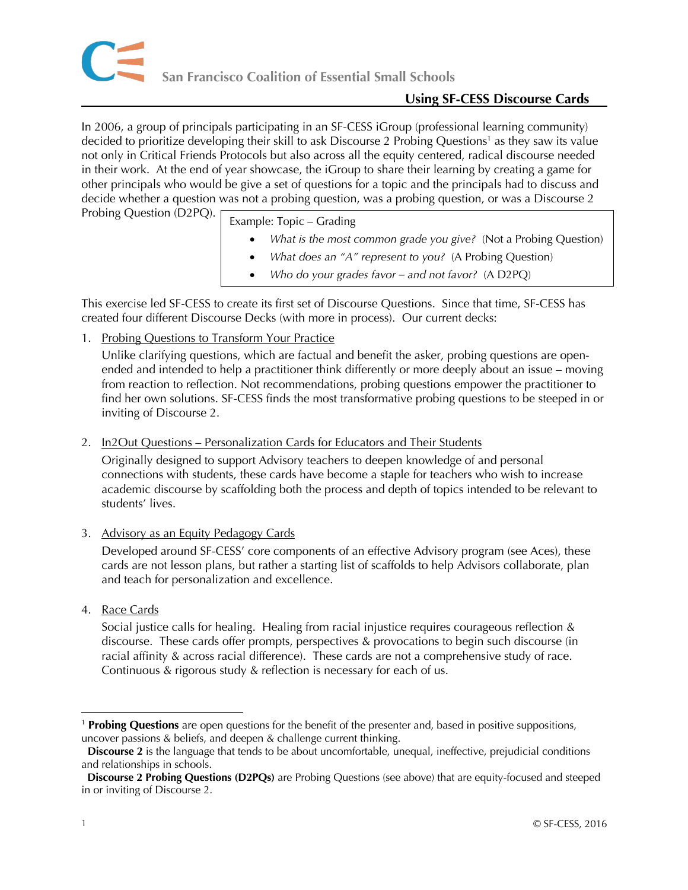San Francisco Coalition of Essential Small Schools

## Using SF-CESS Discourse Cards

In 2006, a group of principals participating in an SF-CESS iGroup (professional learning community) decided to prioritize developing their skill to ask Discourse 2 Probing Questions[1] as they saw its value not only in Critical Friends Protocols but also across all the equity centered, radical discourse needed in their work. At the end of year showcase, the iGroup to share their learning by creating a game for other principals who would be give a set of questions for a topic and the principals had to discuss and decide whether a question was not a probing question, was a probing question, or was a Discourse 2 Probing Question (D2PQ).

> Example: Topic – Grading
> - *What is the most common grade you give?* (Not a Probing Question)
> - *What does an "A" represent to you?* (A Probing Question)
> - *Who do your grades favor – and not favor?* (A D2PQ)

This exercise led SF-CESS to create its first set of Discourse Questions. Since that time, SF-CESS has created four different Discourse Decks (with more in process). Our current decks:

1. <u>Probing Questions to Transform Your Practice</u>

   Unlike clarifying questions, which are factual and benefit the asker, probing questions are open-ended and intended to help a practitioner think differently or more deeply about an issue – moving from reaction to reflection. Not recommendations, probing questions empower the practitioner to find her own solutions. SF-CESS finds the most transformative probing questions to be steeped in or inviting of Discourse 2.

2. <u>In2Out Questions – Personalization Cards for Educators and Their Students</u>

   Originally designed to support Advisory teachers to deepen knowledge of and personal connections with students, these cards have become a staple for teachers who wish to increase academic discourse by scaffolding both the process and depth of topics intended to be relevant to students' lives.

3. <u>Advisory as an Equity Pedagogy Cards</u>

   Developed around SF-CESS' core components of an effective Advisory program (see Aces), these cards are not lesson plans, but rather a starting list of scaffolds to help Advisors collaborate, plan and teach for personalization and excellence.

4. <u>Race Cards</u>

   Social justice calls for healing. Healing from racial injustice requires courageous reflection & discourse. These cards offer prompts, perspectives & provocations to begin such discourse (in racial affinity & across racial difference). These cards are not a comprehensive study of race. Continuous & rigorous study & reflection is necessary for each of us.

---

[1] **Probing Questions** are open questions for the benefit of the presenter and, based in positive suppositions, uncover passions & beliefs, and deepen & challenge current thinking.

**Discourse 2** is the language that tends to be about uncomfortable, unequal, ineffective, prejudicial conditions and relationships in schools.

**Discourse 2 Probing Questions (D2PQs)** are Probing Questions (see above) that are equity-focused and steeped in or inviting of Discourse 2.

© SF-CESS, 2016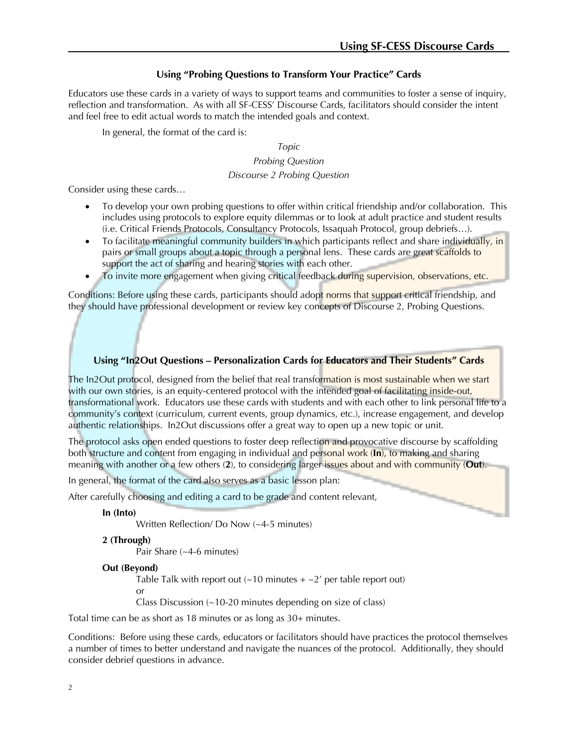### Using "Probing Questions to Transform Your Practice" Cards

Educators use these cards in a variety of ways to support teams and communities to foster a sense of inquiry, reflection and transformation. As with all SF-CESS' Discourse Cards, facilitators should consider the intent and feel free to edit actual words to match the intended goals and context.

In general, the format of the card is:

*Topic*

*Probing Question*

*Discourse 2 Probing Question*

Consider using these cards…

- To develop your own probing questions to offer within critical friendship and/or collaboration. This includes using protocols to explore equity dilemmas or to look at adult practice and student results (i.e. Critical Friends Protocols, Consultancy Protocols, Issaquah Protocol, group debriefs…).
- To facilitate meaningful community builders in which participants reflect and share individually, in pairs or small groups about a topic through a personal lens. These cards are great scaffolds to support the act of sharing and hearing stories with each other.
- To invite more engagement when giving critical feedback during supervision, observations, etc.

Conditions: Before using these cards, participants should adopt norms that support critical friendship, and they should have professional development or review key concepts of Discourse 2, Probing Questions.

### Using "In2Out Questions – Personalization Cards for Educators and Their Students" Cards

The In2Out protocol, designed from the belief that real transformation is most sustainable when we start with our own stories, is an equity-centered protocol with the intended goal of facilitating inside-out, transformational work. Educators use these cards with students and with each other to link personal life to a community's context (curriculum, current events, group dynamics, etc.), increase engagement, and develop authentic relationships. In2Out discussions offer a great way to open up a new topic or unit.

The protocol asks open ended questions to foster deep reflection and provocative discourse by scaffolding both structure and content from engaging in individual and personal work (**In**), to making and sharing meaning with another or a few others (**2**), to considering larger issues about and with community (**Out**).

In general, the format of the card also serves as a basic lesson plan:

After carefully choosing and editing a card to be grade and content relevant,

**In (Into)**

Written Reflection/ Do Now (~4-5 minutes)

**2 (Through)**

Pair Share (~4-6 minutes)

**Out (Beyond)**

Table Talk with report out (~10 minutes + ~2' per table report out)
or
Class Discussion (~10-20 minutes depending on size of class)

Total time can be as short as 18 minutes or as long as 30+ minutes.

Conditions: Before using these cards, educators or facilitators should have practices the protocol themselves a number of times to better understand and navigate the nuances of the protocol. Additionally, they should consider debrief questions in advance.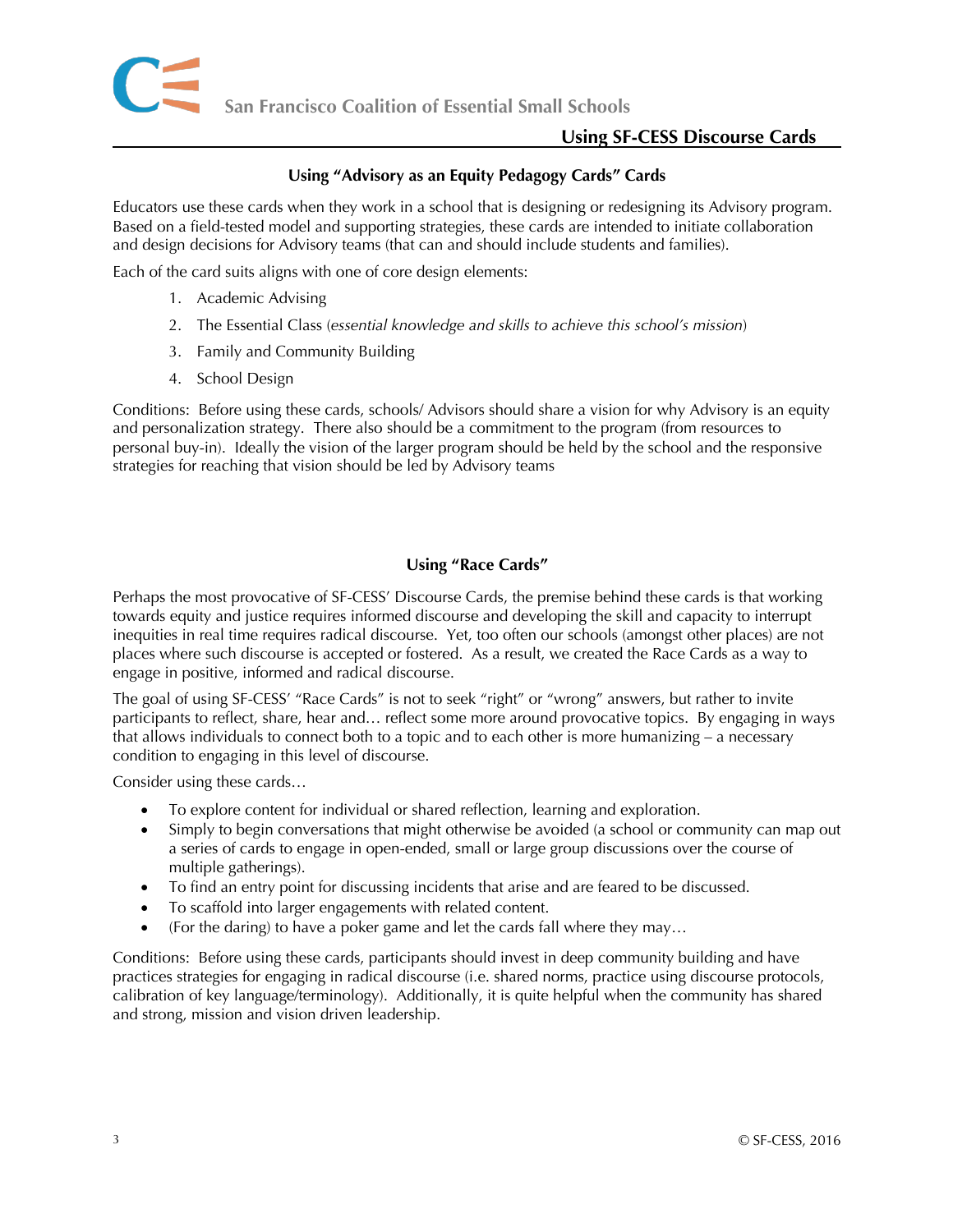## Using SF-CESS Discourse Cards

### Using "Advisory as an Equity Pedagogy Cards" Cards

Educators use these cards when they work in a school that is designing or redesigning its Advisory program. Based on a field-tested model and supporting strategies, these cards are intended to initiate collaboration and design decisions for Advisory teams (that can and should include students and families).

Each of the card suits aligns with one of core design elements:

1. Academic Advising
2. The Essential Class (*essential knowledge and skills to achieve this school's mission*)
3. Family and Community Building
4. School Design

Conditions: Before using these cards, schools/ Advisors should share a vision for why Advisory is an equity and personalization strategy. There also should be a commitment to the program (from resources to personal buy-in). Ideally the vision of the larger program should be held by the school and the responsive strategies for reaching that vision should be led by Advisory teams

### Using "Race Cards"

Perhaps the most provocative of SF-CESS' Discourse Cards, the premise behind these cards is that working towards equity and justice requires informed discourse and developing the skill and capacity to interrupt inequities in real time requires radical discourse. Yet, too often our schools (amongst other places) are not places where such discourse is accepted or fostered. As a result, we created the Race Cards as a way to engage in positive, informed and radical discourse.

The goal of using SF-CESS' "Race Cards" is not to seek "right" or "wrong" answers, but rather to invite participants to reflect, share, hear and… reflect some more around provocative topics. By engaging in ways that allows individuals to connect both to a topic and to each other is more humanizing – a necessary condition to engaging in this level of discourse.

Consider using these cards…

- To explore content for individual or shared reflection, learning and exploration.
- Simply to begin conversations that might otherwise be avoided (a school or community can map out a series of cards to engage in open-ended, small or large group discussions over the course of multiple gatherings).
- To find an entry point for discussing incidents that arise and are feared to be discussed.
- To scaffold into larger engagements with related content.
- (For the daring) to have a poker game and let the cards fall where they may…

Conditions: Before using these cards, participants should invest in deep community building and have practices strategies for engaging in radical discourse (i.e. shared norms, practice using discourse protocols, calibration of key language/terminology). Additionally, it is quite helpful when the community has shared and strong, mission and vision driven leadership.

© SF-CESS, 2016